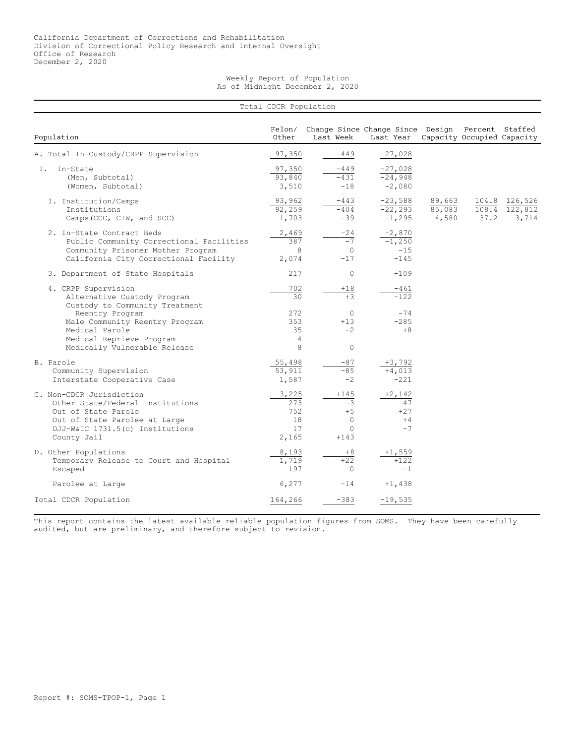California Department of Corrections and Rehabilitation
Division of Correctional Policy Research and Internal Oversight
Office of Research
December 2, 2020

Weekly Report of Population
As of Midnight December 2, 2020

Total CDCR Population

| Population | Felon/ Other | Change Since Last Week | Change Since Last Year | Design Capacity | Percent Occupied | Staffed Capacity |
|---|---|---|---|---|---|---|
| A. Total In-Custody/CRPP Supervision | 97,350 | -449 | -27,028 | | | |
| I. In-State | 97,350 | -449 | -27,028 | | | |
| (Men, Subtotal) | 93,840 | -431 | -24,948 | | | |
| (Women, Subtotal) | 3,510 | -18 | -2,080 | | | |
| 1. Institution/Camps | 93,962 | -443 | -23,588 | 89,663 | 104.8 | 126,526 |
| Institutions | 92,259 | -404 | -22,293 | 85,083 | 108.4 | 122,812 |
| Camps(CCC, CIW, and SCC) | 1,703 | -39 | -1,295 | 4,580 | 37.2 | 3,714 |
| 2. In-State Contract Beds | 2,469 | -24 | -2,870 | | | |
| Public Community Correctional Facilities | 387 | -7 | -1,250 | | | |
| Community Prisoner Mother Program | 8 | 0 | -15 | | | |
| California City Correctional Facility | 2,074 | -17 | -145 | | | |
| 3. Department of State Hospitals | 217 | 0 | -109 | | | |
| 4. CRPP Supervision | 702 | +18 | -461 | | | |
| Alternative Custody Program | 30 | +3 | -122 | | | |
| Custody to Community Treatment Reentry Program | 272 | 0 | -74 | | | |
| Male Community Reentry Program | 353 | +13 | -285 | | | |
| Medical Parole | 35 | -2 | +8 | | | |
| Medical Reprieve Program | 4 | | | | | |
| Medically Vulnerable Release | 8 | 0 | | | | |
| B. Parole | 55,498 | -87 | +3,792 | | | |
| Community Supervision | 53,911 | -85 | +4,013 | | | |
| Interstate Cooperative Case | 1,587 | -2 | -221 | | | |
| C. Non-CDCR Jurisdiction | 3,225 | +145 | +2,142 | | | |
| Other State/Federal Institutions | 273 | -3 | -47 | | | |
| Out of State Parole | 752 | +5 | +27 | | | |
| Out of State Parolee at Large | 18 | 0 | +4 | | | |
| DJJ-W&IC 1731.5(c) Institutions | 17 | 0 | -7 | | | |
| County Jail | 2,165 | +143 | | | | |
| D. Other Populations | 8,193 | +8 | +1,559 | | | |
| Temporary Release to Court and Hospital | 1,719 | +22 | +122 | | | |
| Escaped | 197 | 0 | -1 | | | |
| Parolee at Large | 6,277 | -14 | +1,438 | | | |
| Total CDCR Population | 164,266 | -383 | -19,535 | | | |

This report contains the latest available reliable population figures from SOMS. They have been carefully audited, but are preliminary, and therefore subject to revision.

Report #: SOMS-TPOP-1, Page 1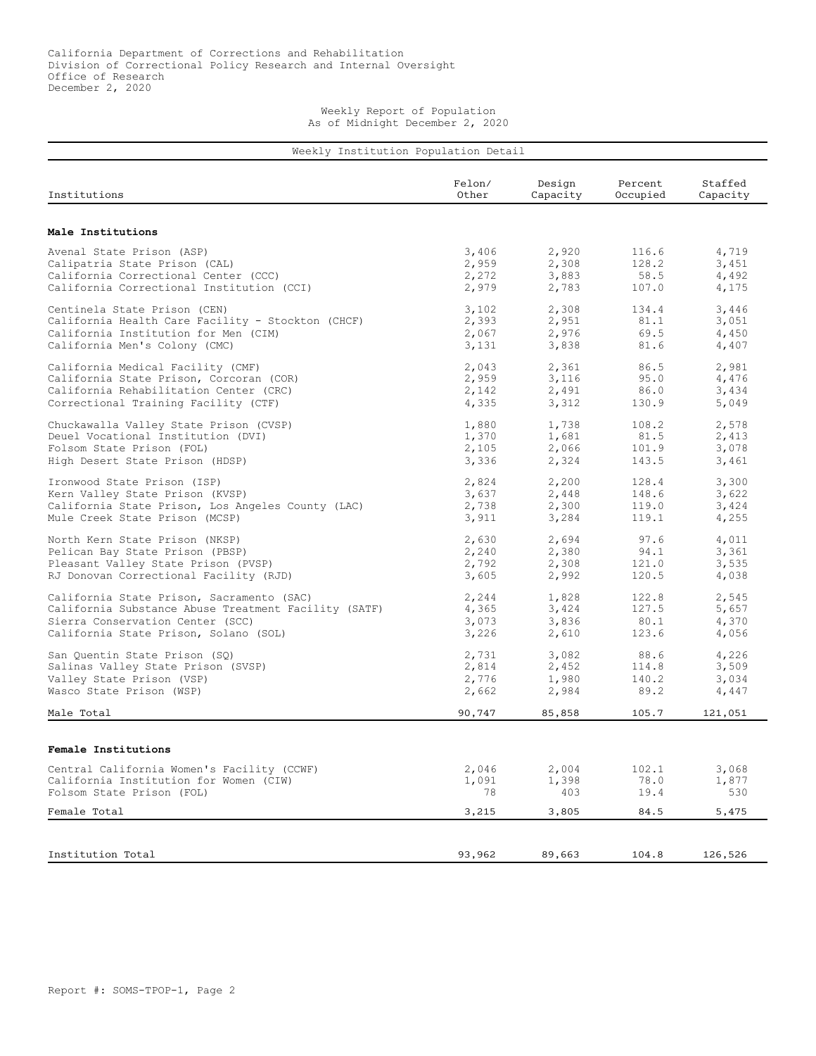California Department of Corrections and Rehabilitation
Division of Correctional Policy Research and Internal Oversight
Office of Research
December 2, 2020

Weekly Report of Population
As of Midnight December 2, 2020

## Weekly Institution Population Detail

| Institutions | Felon/ Other | Design Capacity | Percent Occupied | Staffed Capacity |
|---|---|---|---|---|
| **Male Institutions** | | | | |
| Avenal State Prison (ASP) | 3,406 | 2,920 | 116.6 | 4,719 |
| Calipatria State Prison (CAL) | 2,959 | 2,308 | 128.2 | 3,451 |
| California Correctional Center (CCC) | 2,272 | 3,883 | 58.5 | 4,492 |
| California Correctional Institution (CCI) | 2,979 | 2,783 | 107.0 | 4,175 |
| Centinela State Prison (CEN) | 3,102 | 2,308 | 134.4 | 3,446 |
| California Health Care Facility - Stockton (CHCF) | 2,393 | 2,951 | 81.1 | 3,051 |
| California Institution for Men (CIM) | 2,067 | 2,976 | 69.5 | 4,450 |
| California Men's Colony (CMC) | 3,131 | 3,838 | 81.6 | 4,407 |
| California Medical Facility (CMF) | 2,043 | 2,361 | 86.5 | 2,981 |
| California State Prison, Corcoran (COR) | 2,959 | 3,116 | 95.0 | 4,476 |
| California Rehabilitation Center (CRC) | 2,142 | 2,491 | 86.0 | 3,434 |
| Correctional Training Facility (CTF) | 4,335 | 3,312 | 130.9 | 5,049 |
| Chuckawalla Valley State Prison (CVSP) | 1,880 | 1,738 | 108.2 | 2,578 |
| Deuel Vocational Institution (DVI) | 1,370 | 1,681 | 81.5 | 2,413 |
| Folsom State Prison (FOL) | 2,105 | 2,066 | 101.9 | 3,078 |
| High Desert State Prison (HDSP) | 3,336 | 2,324 | 143.5 | 3,461 |
| Ironwood State Prison (ISP) | 2,824 | 2,200 | 128.4 | 3,300 |
| Kern Valley State Prison (KVSP) | 3,637 | 2,448 | 148.6 | 3,622 |
| California State Prison, Los Angeles County (LAC) | 2,738 | 2,300 | 119.0 | 3,424 |
| Mule Creek State Prison (MCSP) | 3,911 | 3,284 | 119.1 | 4,255 |
| North Kern State Prison (NKSP) | 2,630 | 2,694 | 97.6 | 4,011 |
| Pelican Bay State Prison (PBSP) | 2,240 | 2,380 | 94.1 | 3,361 |
| Pleasant Valley State Prison (PVSP) | 2,792 | 2,308 | 121.0 | 3,535 |
| RJ Donovan Correctional Facility (RJD) | 3,605 | 2,992 | 120.5 | 4,038 |
| California State Prison, Sacramento (SAC) | 2,244 | 1,828 | 122.8 | 2,545 |
| California Substance Abuse Treatment Facility (SATF) | 4,365 | 3,424 | 127.5 | 5,657 |
| Sierra Conservation Center (SCC) | 3,073 | 3,836 | 80.1 | 4,370 |
| California State Prison, Solano (SOL) | 3,226 | 2,610 | 123.6 | 4,056 |
| San Quentin State Prison (SQ) | 2,731 | 3,082 | 88.6 | 4,226 |
| Salinas Valley State Prison (SVSP) | 2,814 | 2,452 | 114.8 | 3,509 |
| Valley State Prison (VSP) | 2,776 | 1,980 | 140.2 | 3,034 |
| Wasco State Prison (WSP) | 2,662 | 2,984 | 89.2 | 4,447 |
| Male Total | 90,747 | 85,858 | 105.7 | 121,051 |
| **Female Institutions** | | | | |
| Central California Women's Facility (CCWF) | 2,046 | 2,004 | 102.1 | 3,068 |
| California Institution for Women (CIW) | 1,091 | 1,398 | 78.0 | 1,877 |
| Folsom State Prison (FOL) | 78 | 403 | 19.4 | 530 |
| Female Total | 3,215 | 3,805 | 84.5 | 5,475 |
| Institution Total | 93,962 | 89,663 | 104.8 | 126,526 |

Report #: SOMS-TPOP-1, Page 2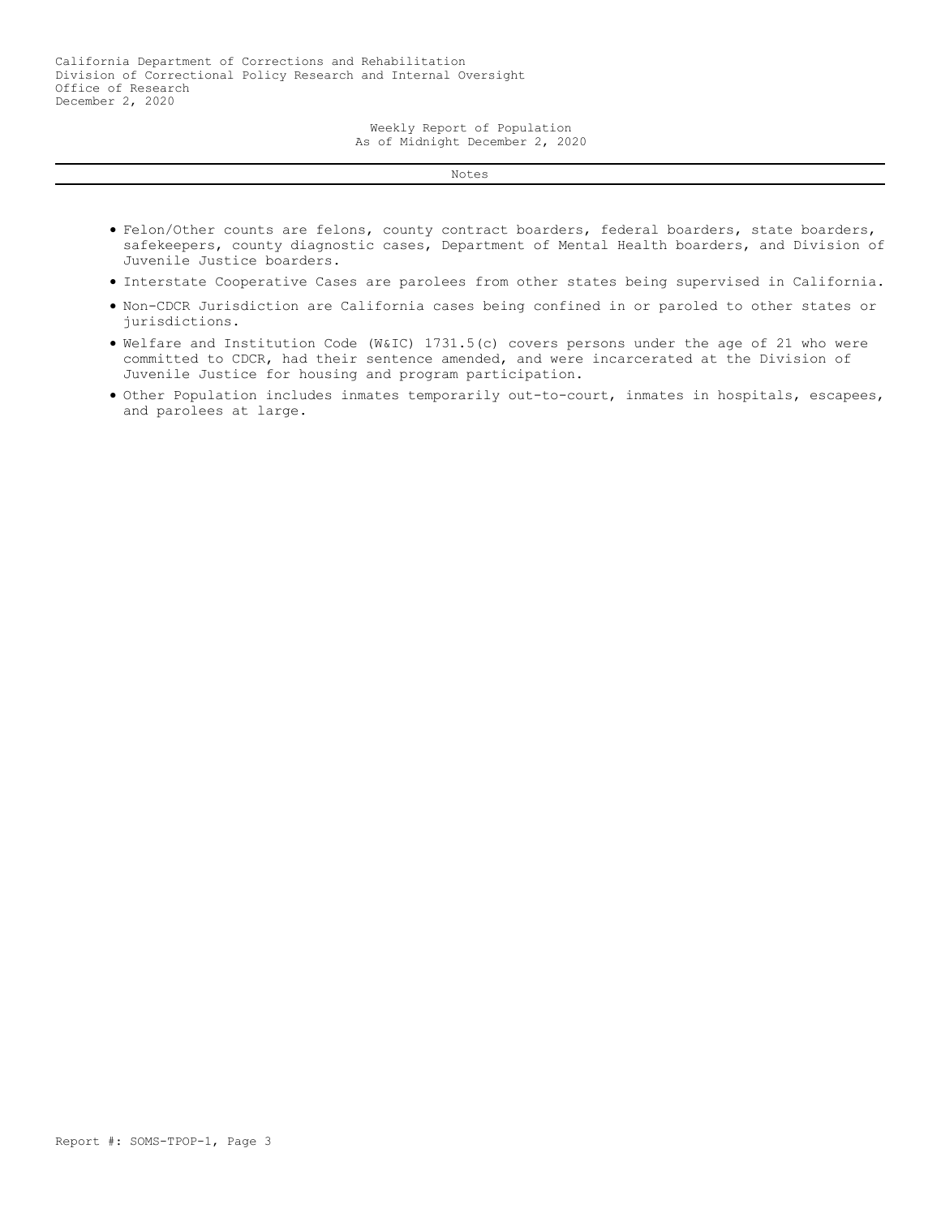California Department of Corrections and Rehabilitation
Division of Correctional Policy Research and Internal Oversight
Office of Research
December 2, 2020

Weekly Report of Population
As of Midnight December 2, 2020

## Notes

- Felon/Other counts are felons, county contract boarders, federal boarders, state boarders, safekeepers, county diagnostic cases, Department of Mental Health boarders, and Division of Juvenile Justice boarders.
- Interstate Cooperative Cases are parolees from other states being supervised in California.
- Non-CDCR Jurisdiction are California cases being confined in or paroled to other states or jurisdictions.
- Welfare and Institution Code (W&IC) 1731.5(c) covers persons under the age of 21 who were committed to CDCR, had their sentence amended, and were incarcerated at the Division of Juvenile Justice for housing and program participation.
- Other Population includes inmates temporarily out-to-court, inmates in hospitals, escapees, and parolees at large.

Report #: SOMS-TPOP-1, Page 3